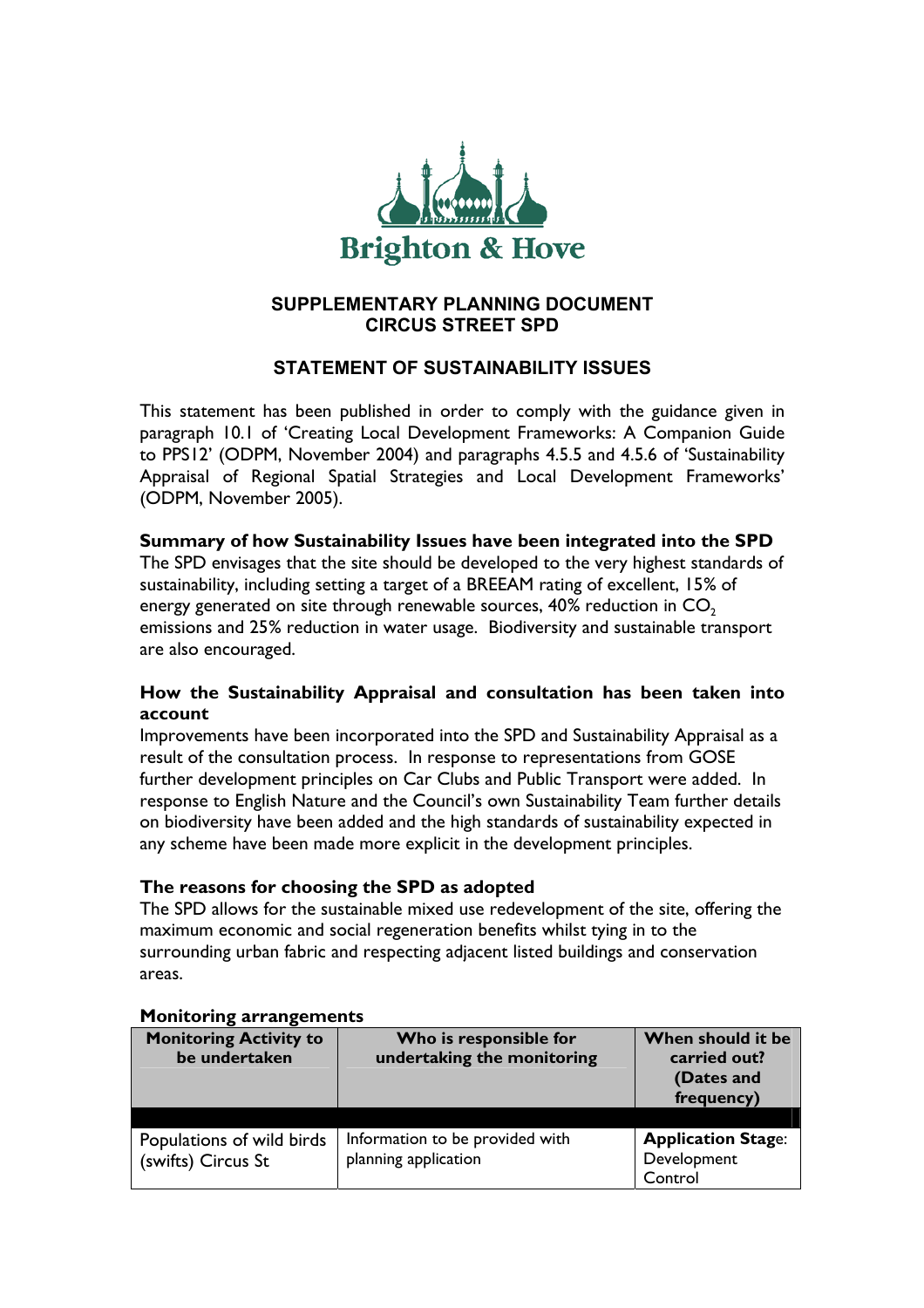Brighton & Hove

# SUPPLEMENTARY PLANNING DOCUMENT
# CIRCUS STREET SPD

## STATEMENT OF SUSTAINABILITY ISSUES

This statement has been published in order to comply with the guidance given in paragraph 10.1 of 'Creating Local Development Frameworks: A Companion Guide to PPS12' (ODPM, November 2004) and paragraphs 4.5.5 and 4.5.6 of 'Sustainability Appraisal of Regional Spatial Strategies and Local Development Frameworks' (ODPM, November 2005).

### Summary of how Sustainability Issues have been integrated into the SPD

The SPD envisages that the site should be developed to the very highest standards of sustainability, including setting a target of a BREEAM rating of excellent, 15% of energy generated on site through renewable sources, 40% reduction in $CO_2$ emissions and 25% reduction in water usage. Biodiversity and sustainable transport are also encouraged.

### How the Sustainability Appraisal and consultation has been taken into account

Improvements have been incorporated into the SPD and Sustainability Appraisal as a result of the consultation process. In response to representations from GOSE further development principles on Car Clubs and Public Transport were added. In response to English Nature and the Council's own Sustainability Team further details on biodiversity have been added and the high standards of sustainability expected in any scheme have been made more explicit in the development principles.

### The reasons for choosing the SPD as adopted

The SPD allows for the sustainable mixed use redevelopment of the site, offering the maximum economic and social regeneration benefits whilst tying in to the surrounding urban fabric and respecting adjacent listed buildings and conservation areas.

### Monitoring arrangements

| Monitoring Activity to be undertaken | Who is responsible for undertaking the monitoring | When should it be carried out? (Dates and frequency) |
|---|---|---|
| | | |
| Populations of wild birds (swifts) Circus St | Information to be provided with planning application | **Application Stage**: Development Control |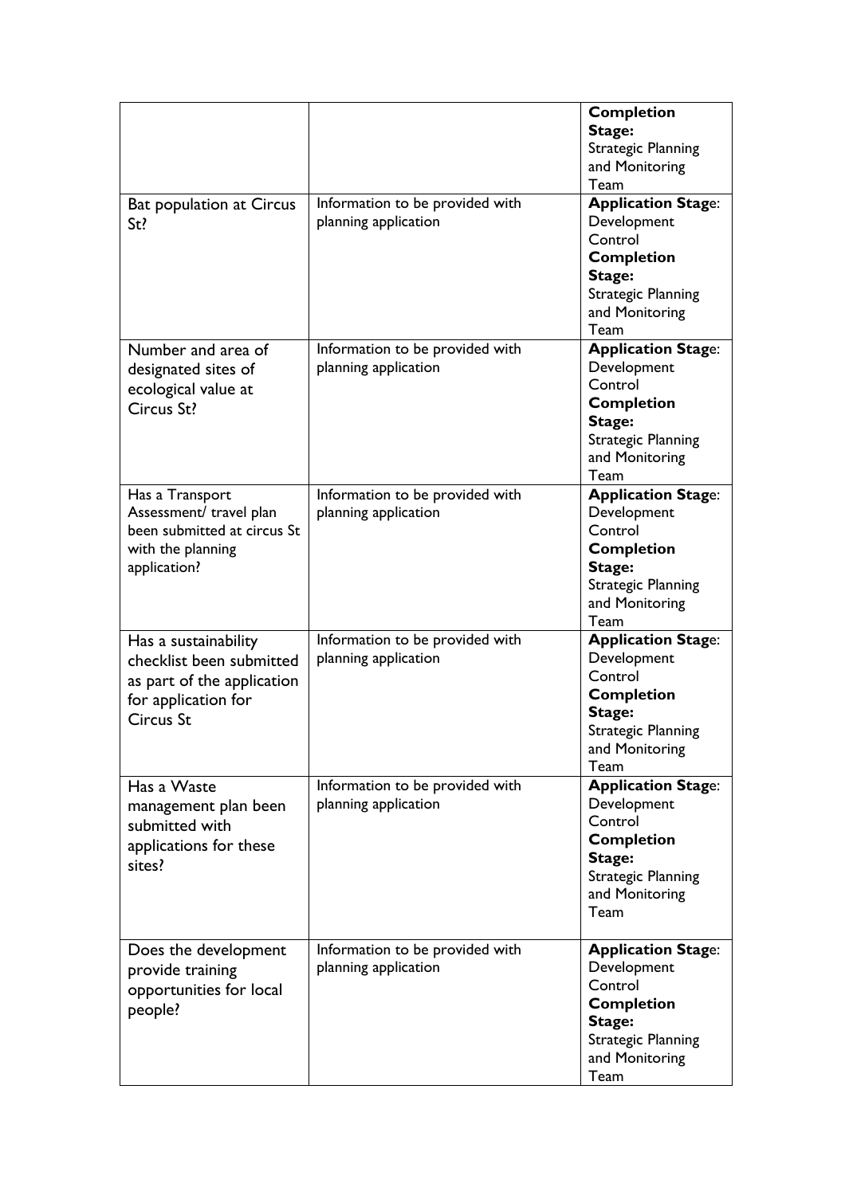| | | |
|---|---|---|
| | | **Completion Stage:** Strategic Planning and Monitoring Team |
| Bat population at Circus St? | Information to be provided with planning application | **Application Stage**: Development Control **Completion Stage:** Strategic Planning and Monitoring Team |
| Number and area of designated sites of ecological value at Circus St? | Information to be provided with planning application | **Application Stage**: Development Control **Completion Stage:** Strategic Planning and Monitoring Team |
| Has a Transport Assessment/ travel plan been submitted at circus St with the planning application? | Information to be provided with planning application | **Application Stage**: Development Control **Completion Stage:** Strategic Planning and Monitoring Team |
| Has a sustainability checklist been submitted as part of the application for application for Circus St | Information to be provided with planning application | **Application Stage**: Development Control **Completion Stage:** Strategic Planning and Monitoring Team |
| Has a Waste management plan been submitted with applications for these sites? | Information to be provided with planning application | **Application Stage**: Development Control **Completion Stage:** Strategic Planning and Monitoring Team |
| Does the development provide training opportunities for local people? | Information to be provided with planning application | **Application Stage**: Development Control **Completion Stage:** Strategic Planning and Monitoring Team |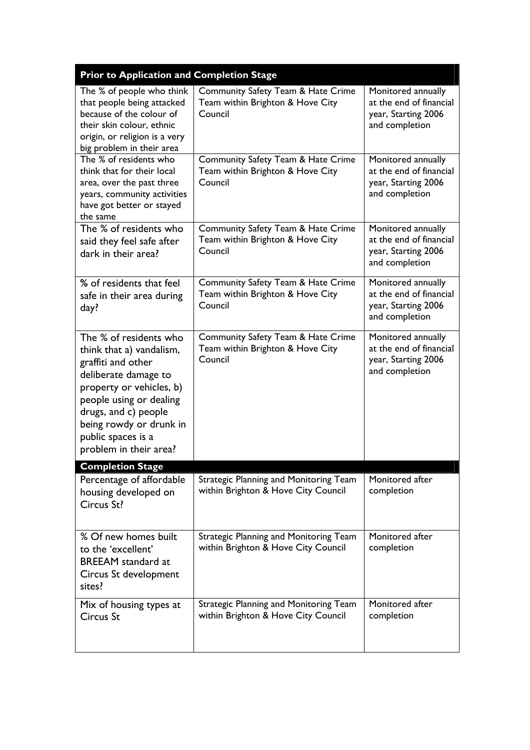| Prior to Application and Completion Stage | | |
|---|---|---|
| The % of people who think that people being attacked because of the colour of their skin colour, ethnic origin, or religion is a very big problem in their area | Community Safety Team & Hate Crime Team within Brighton & Hove City Council | Monitored annually at the end of financial year, Starting 2006 and completion |
| The % of residents who think that for their local area, over the past three years, community activities have got better or stayed the same | Community Safety Team & Hate Crime Team within Brighton & Hove City Council | Monitored annually at the end of financial year, Starting 2006 and completion |
| The % of residents who said they feel safe after dark in their area? | Community Safety Team & Hate Crime Team within Brighton & Hove City Council | Monitored annually at the end of financial year, Starting 2006 and completion |
| % of residents that feel safe in their area during day? | Community Safety Team & Hate Crime Team within Brighton & Hove City Council | Monitored annually at the end of financial year, Starting 2006 and completion |
| The % of residents who think that a) vandalism, graffiti and other deliberate damage to property or vehicles, b) people using or dealing drugs, and c) people being rowdy or drunk in public spaces is a problem in their area? | Community Safety Team & Hate Crime Team within Brighton & Hove City Council | Monitored annually at the end of financial year, Starting 2006 and completion |
| **Completion Stage** | | |
| Percentage of affordable housing developed on Circus St? | Strategic Planning and Monitoring Team within Brighton & Hove City Council | Monitored after completion |
| % Of new homes built to the 'excellent' BREEAM standard at Circus St development sites? | Strategic Planning and Monitoring Team within Brighton & Hove City Council | Monitored after completion |
| Mix of housing types at Circus St | Strategic Planning and Monitoring Team within Brighton & Hove City Council | Monitored after completion |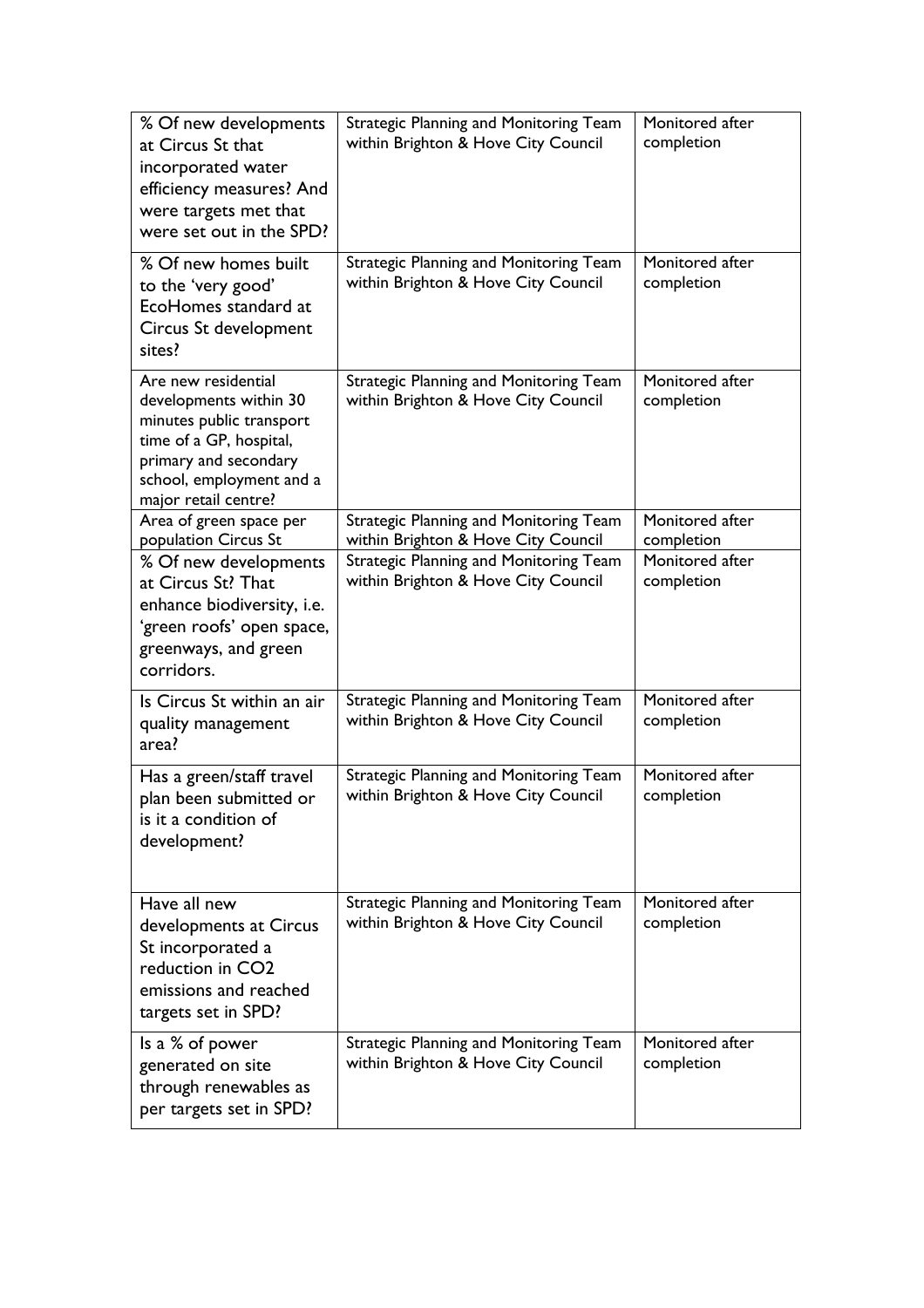| % Of new developments at Circus St that incorporated water efficiency measures? And were targets met that were set out in the SPD? | Strategic Planning and Monitoring Team within Brighton & Hove City Council | Monitored after completion |
|---|---|---|
| % Of new homes built to the 'very good' EcoHomes standard at Circus St development sites? | Strategic Planning and Monitoring Team within Brighton & Hove City Council | Monitored after completion |
| Are new residential developments within 30 minutes public transport time of a GP, hospital, primary and secondary school, employment and a major retail centre? | Strategic Planning and Monitoring Team within Brighton & Hove City Council | Monitored after completion |
| Area of green space per population Circus St | Strategic Planning and Monitoring Team within Brighton & Hove City Council | Monitored after completion |
| % Of new developments at Circus St? That enhance biodiversity, i.e. 'green roofs' open space, greenways, and green corridors. | Strategic Planning and Monitoring Team within Brighton & Hove City Council | Monitored after completion |
| Is Circus St within an air quality management area? | Strategic Planning and Monitoring Team within Brighton & Hove City Council | Monitored after completion |
| Has a green/staff travel plan been submitted or is it a condition of development? | Strategic Planning and Monitoring Team within Brighton & Hove City Council | Monitored after completion |
| Have all new developments at Circus St incorporated a reduction in $CO_2$ emissions and reached targets set in SPD? | Strategic Planning and Monitoring Team within Brighton & Hove City Council | Monitored after completion |
| Is a % of power generated on site through renewables as per targets set in SPD? | Strategic Planning and Monitoring Team within Brighton & Hove City Council | Monitored after completion |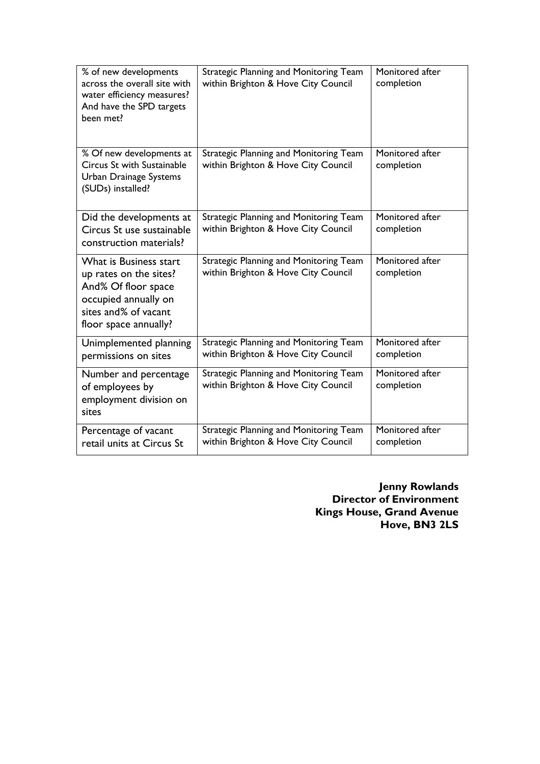| | | |
|---|---|---|
| % of new developments across the overall site with water efficiency measures? And have the SPD targets been met? | Strategic Planning and Monitoring Team within Brighton & Hove City Council | Monitored after completion |
| % Of new developments at Circus St with Sustainable Urban Drainage Systems (SUDs) installed? | Strategic Planning and Monitoring Team within Brighton & Hove City Council | Monitored after completion |
| Did the developments at Circus St use sustainable construction materials? | Strategic Planning and Monitoring Team within Brighton & Hove City Council | Monitored after completion |
| What is Business start up rates on the sites? And% Of floor space occupied annually on sites and% of vacant floor space annually? | Strategic Planning and Monitoring Team within Brighton & Hove City Council | Monitored after completion |
| Unimplemented planning permissions on sites | Strategic Planning and Monitoring Team within Brighton & Hove City Council | Monitored after completion |
| Number and percentage of employees by employment division on sites | Strategic Planning and Monitoring Team within Brighton & Hove City Council | Monitored after completion |
| Percentage of vacant retail units at Circus St | Strategic Planning and Monitoring Team within Brighton & Hove City Council | Monitored after completion |

**Jenny Rowlands**
**Director of Environment**
**Kings House, Grand Avenue**
**Hove, BN3 2LS**